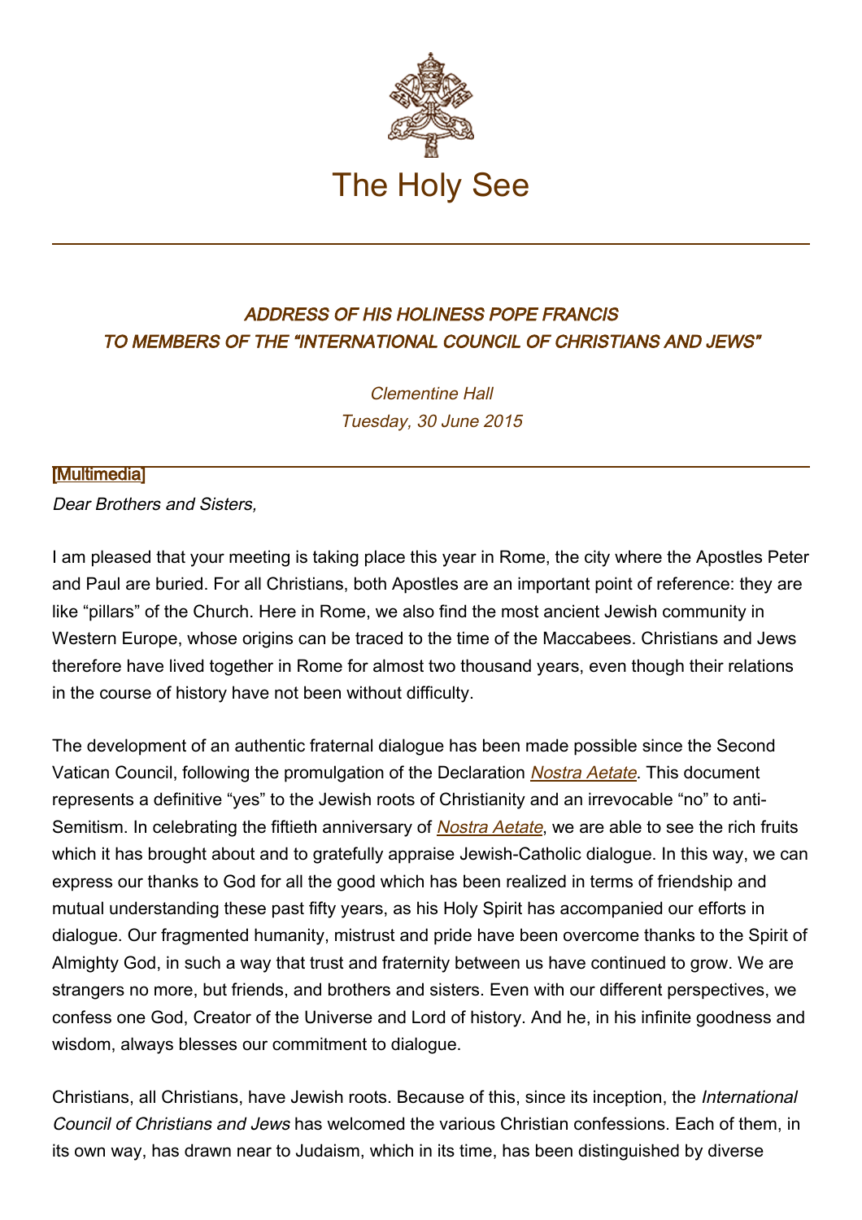# The Holy See

## *ADDRESS OF HIS HOLINESS POPE FRANCIS*
## *TO MEMBERS OF THE "INTERNATIONAL COUNCIL OF CHRISTIANS AND JEWS"*

*Clementine Hall*
*Tuesday, 30 June 2015*

[Multimedia]

*Dear Brothers and Sisters,*

I am pleased that your meeting is taking place this year in Rome, the city where the Apostles Peter and Paul are buried. For all Christians, both Apostles are an important point of reference: they are like "pillars" of the Church. Here in Rome, we also find the most ancient Jewish community in Western Europe, whose origins can be traced to the time of the Maccabees. Christians and Jews therefore have lived together in Rome for almost two thousand years, even though their relations in the course of history have not been without difficulty.

The development of an authentic fraternal dialogue has been made possible since the Second Vatican Council, following the promulgation of the Declaration *Nostra Aetate*. This document represents a definitive "yes" to the Jewish roots of Christianity and an irrevocable "no" to anti-Semitism. In celebrating the fiftieth anniversary of *Nostra Aetate*, we are able to see the rich fruits which it has brought about and to gratefully appraise Jewish-Catholic dialogue. In this way, we can express our thanks to God for all the good which has been realized in terms of friendship and mutual understanding these past fifty years, as his Holy Spirit has accompanied our efforts in dialogue. Our fragmented humanity, mistrust and pride have been overcome thanks to the Spirit of Almighty God, in such a way that trust and fraternity between us have continued to grow. We are strangers no more, but friends, and brothers and sisters. Even with our different perspectives, we confess one God, Creator of the Universe and Lord of history. And he, in his infinite goodness and wisdom, always blesses our commitment to dialogue.

Christians, all Christians, have Jewish roots. Because of this, since its inception, the *International Council of Christians and Jews* has welcomed the various Christian confessions. Each of them, in its own way, has drawn near to Judaism, which in its time, has been distinguished by diverse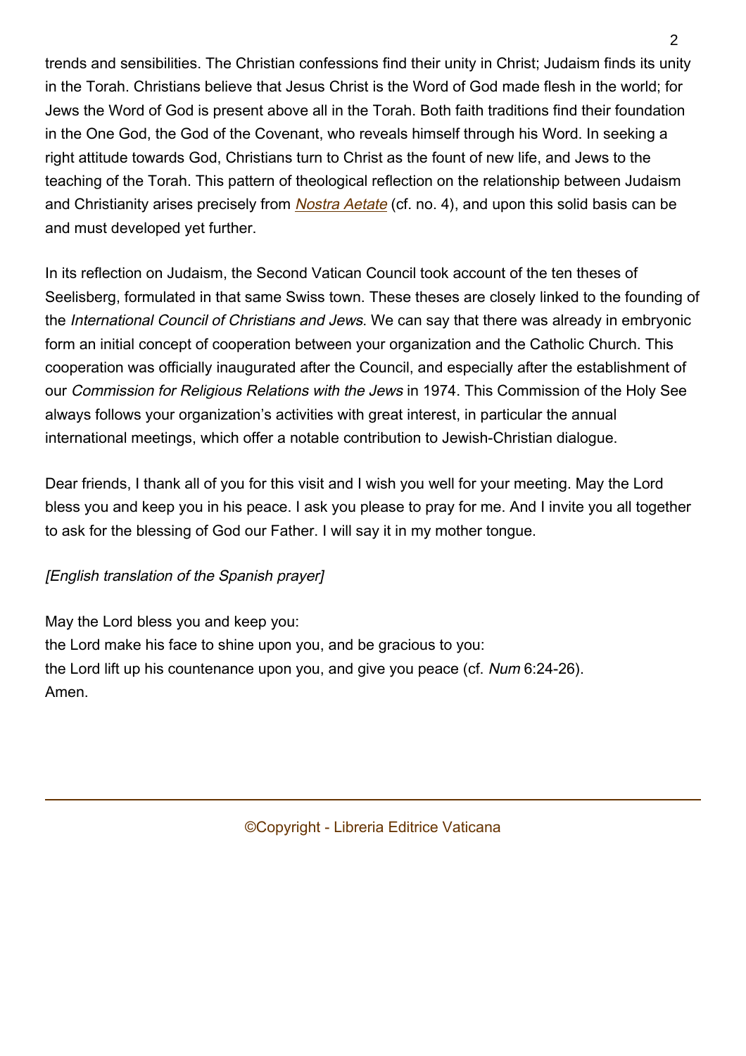trends and sensibilities. The Christian confessions find their unity in Christ; Judaism finds its unity in the Torah. Christians believe that Jesus Christ is the Word of God made flesh in the world; for Jews the Word of God is present above all in the Torah. Both faith traditions find their foundation in the One God, the God of the Covenant, who reveals himself through his Word. In seeking a right attitude towards God, Christians turn to Christ as the fount of new life, and Jews to the teaching of the Torah. This pattern of theological reflection on the relationship between Judaism and Christianity arises precisely from *Nostra Aetate* (cf. no. 4), and upon this solid basis can be and must developed yet further.

In its reflection on Judaism, the Second Vatican Council took account of the ten theses of Seelisberg, formulated in that same Swiss town. These theses are closely linked to the founding of the *International Council of Christians and Jews*. We can say that there was already in embryonic form an initial concept of cooperation between your organization and the Catholic Church. This cooperation was officially inaugurated after the Council, and especially after the establishment of our *Commission for Religious Relations with the Jews* in 1974. This Commission of the Holy See always follows your organization's activities with great interest, in particular the annual international meetings, which offer a notable contribution to Jewish-Christian dialogue.

Dear friends, I thank all of you for this visit and I wish you well for your meeting. May the Lord bless you and keep you in his peace. I ask you please to pray for me. And I invite you all together to ask for the blessing of God our Father. I will say it in my mother tongue.

*[English translation of the Spanish prayer]*

May the Lord bless you and keep you:
the Lord make his face to shine upon you, and be gracious to you:
the Lord lift up his countenance upon you, and give you peace (cf. *Num* 6:24-26).
Amen.

©Copyright - Libreria Editrice Vaticana